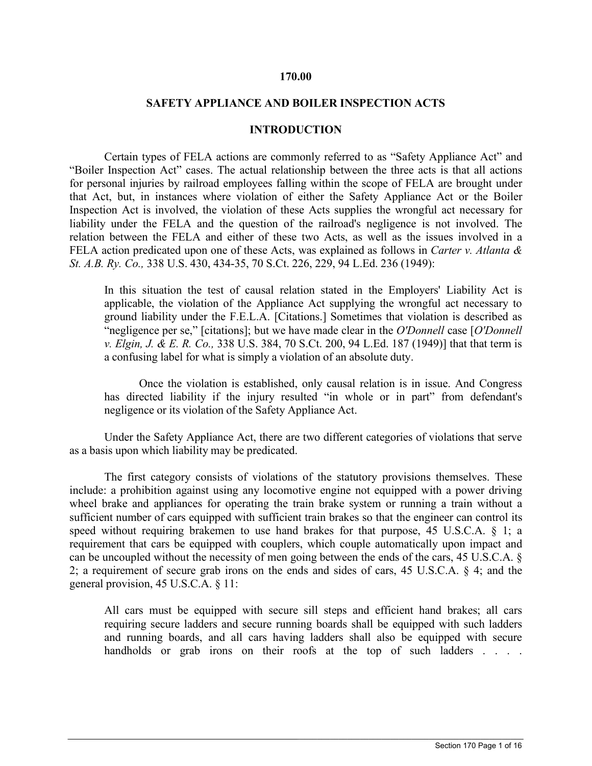# 170.00

## SAFETY APPLIANCE AND BOILER INSPECTION ACTS

### INTRODUCTION

Certain types of FELA actions are commonly referred to as "Safety Appliance Act" and "Boiler Inspection Act" cases. The actual relationship between the three acts is that all actions for personal injuries by railroad employees falling within the scope of FELA are brought under that Act, but, in instances where violation of either the Safety Appliance Act or the Boiler Inspection Act is involved, the violation of these Acts supplies the wrongful act necessary for liability under the FELA and the question of the railroad's negligence is not involved. The relation between the FELA and either of these two Acts, as well as the issues involved in a FELA action predicated upon one of these Acts, was explained as follows in *Carter v. Atlanta & St. A.B. Ry. Co.,* 338 U.S. 430, 434-35, 70 S.Ct. 226, 229, 94 L.Ed. 236 (1949):

> In this situation the test of causal relation stated in the Employers' Liability Act is applicable, the violation of the Appliance Act supplying the wrongful act necessary to ground liability under the F.E.L.A. [Citations.] Sometimes that violation is described as "negligence per se," [citations]; but we have made clear in the *O'Donnell* case [*O'Donnell v. Elgin, J. & E. R. Co.,* 338 U.S. 384, 70 S.Ct. 200, 94 L.Ed. 187 (1949)] that that term is a confusing label for what is simply a violation of an absolute duty.
>
> Once the violation is established, only causal relation is in issue. And Congress has directed liability if the injury resulted "in whole or in part" from defendant's negligence or its violation of the Safety Appliance Act.

Under the Safety Appliance Act, there are two different categories of violations that serve as a basis upon which liability may be predicated.

The first category consists of violations of the statutory provisions themselves. These include: a prohibition against using any locomotive engine not equipped with a power driving wheel brake and appliances for operating the train brake system or running a train without a sufficient number of cars equipped with sufficient train brakes so that the engineer can control its speed without requiring brakemen to use hand brakes for that purpose, 45 U.S.C.A. § 1; a requirement that cars be equipped with couplers, which couple automatically upon impact and can be uncoupled without the necessity of men going between the ends of the cars, 45 U.S.C.A. § 2; a requirement of secure grab irons on the ends and sides of cars, 45 U.S.C.A. § 4; and the general provision, 45 U.S.C.A. § 11:

> All cars must be equipped with secure sill steps and efficient hand brakes; all cars requiring secure ladders and secure running boards shall be equipped with such ladders and running boards, and all cars having ladders shall also be equipped with secure handholds or grab irons on their roofs at the top of such ladders . . . .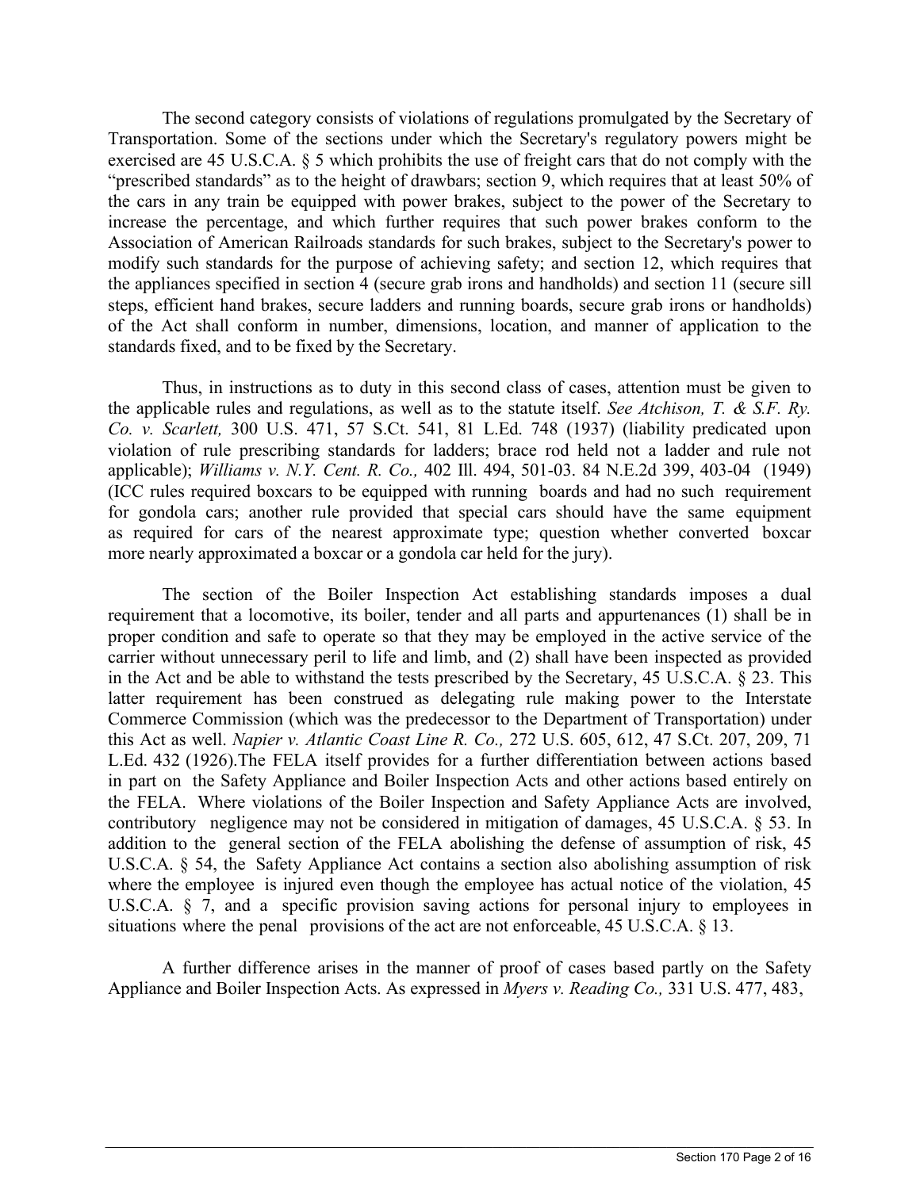The second category consists of violations of regulations promulgated by the Secretary of Transportation. Some of the sections under which the Secretary's regulatory powers might be exercised are 45 U.S.C.A. § 5 which prohibits the use of freight cars that do not comply with the "prescribed standards" as to the height of drawbars; section 9, which requires that at least 50% of the cars in any train be equipped with power brakes, subject to the power of the Secretary to increase the percentage, and which further requires that such power brakes conform to the Association of American Railroads standards for such brakes, subject to the Secretary's power to modify such standards for the purpose of achieving safety; and section 12, which requires that the appliances specified in section 4 (secure grab irons and handholds) and section 11 (secure sill steps, efficient hand brakes, secure ladders and running boards, secure grab irons or handholds) of the Act shall conform in number, dimensions, location, and manner of application to the standards fixed, and to be fixed by the Secretary.

Thus, in instructions as to duty in this second class of cases, attention must be given to the applicable rules and regulations, as well as to the statute itself. *See Atchison, T. & S.F. Ry. Co. v. Scarlett,* 300 U.S. 471, 57 S.Ct. 541, 81 L.Ed. 748 (1937) (liability predicated upon violation of rule prescribing standards for ladders; brace rod held not a ladder and rule not applicable); *Williams v. N.Y. Cent. R. Co.,* 402 Ill. 494, 501-03. 84 N.E.2d 399, 403-04 (1949) (ICC rules required boxcars to be equipped with running boards and had no such requirement for gondola cars; another rule provided that special cars should have the same equipment as required for cars of the nearest approximate type; question whether converted boxcar more nearly approximated a boxcar or a gondola car held for the jury).

The section of the Boiler Inspection Act establishing standards imposes a dual requirement that a locomotive, its boiler, tender and all parts and appurtenances (1) shall be in proper condition and safe to operate so that they may be employed in the active service of the carrier without unnecessary peril to life and limb, and (2) shall have been inspected as provided in the Act and be able to withstand the tests prescribed by the Secretary, 45 U.S.C.A. § 23. This latter requirement has been construed as delegating rule making power to the Interstate Commerce Commission (which was the predecessor to the Department of Transportation) under this Act as well. *Napier v. Atlantic Coast Line R. Co.,* 272 U.S. 605, 612, 47 S.Ct. 207, 209, 71 L.Ed. 432 (1926).The FELA itself provides for a further differentiation between actions based in part on the Safety Appliance and Boiler Inspection Acts and other actions based entirely on the FELA. Where violations of the Boiler Inspection and Safety Appliance Acts are involved, contributory negligence may not be considered in mitigation of damages, 45 U.S.C.A. § 53. In addition to the general section of the FELA abolishing the defense of assumption of risk, 45 U.S.C.A. § 54, the Safety Appliance Act contains a section also abolishing assumption of risk where the employee is injured even though the employee has actual notice of the violation, 45 U.S.C.A. § 7, and a specific provision saving actions for personal injury to employees in situations where the penal provisions of the act are not enforceable, 45 U.S.C.A. § 13.

A further difference arises in the manner of proof of cases based partly on the Safety Appliance and Boiler Inspection Acts. As expressed in *Myers v. Reading Co.,* 331 U.S. 477, 483,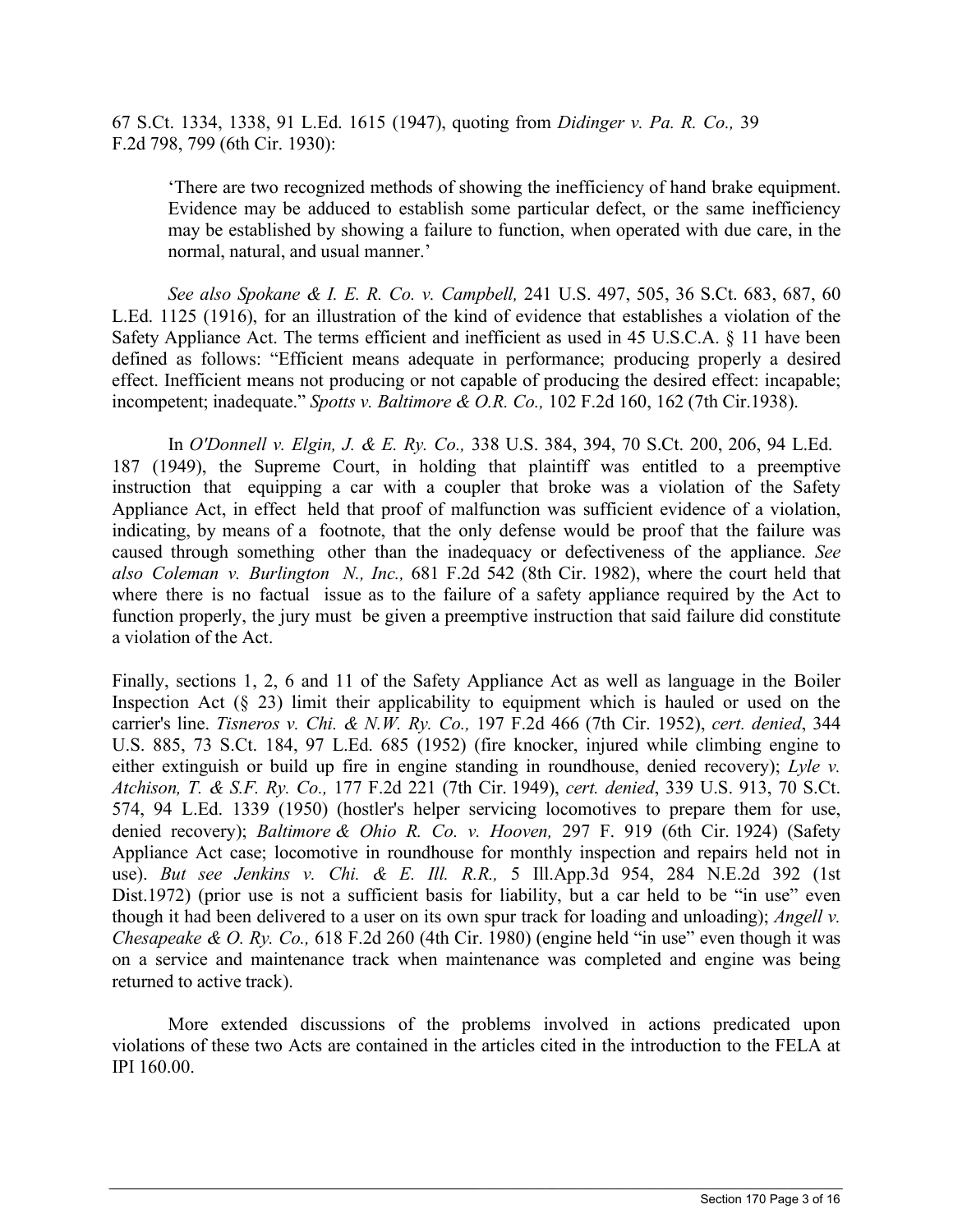67 S.Ct. 1334, 1338, 91 L.Ed. 1615 (1947), quoting from *Didinger v. Pa. R. Co.,* 39 F.2d 798, 799 (6th Cir. 1930):

> 'There are two recognized methods of showing the inefficiency of hand brake equipment. Evidence may be adduced to establish some particular defect, or the same inefficiency may be established by showing a failure to function, when operated with due care, in the normal, natural, and usual manner.'

*See also Spokane & I. E. R. Co. v. Campbell,* 241 U.S. 497, 505, 36 S.Ct. 683, 687, 60 L.Ed. 1125 (1916), for an illustration of the kind of evidence that establishes a violation of the Safety Appliance Act. The terms efficient and inefficient as used in 45 U.S.C.A. § 11 have been defined as follows: "Efficient means adequate in performance; producing properly a desired effect. Inefficient means not producing or not capable of producing the desired effect: incapable; incompetent; inadequate." *Spotts v. Baltimore & O.R. Co.,* 102 F.2d 160, 162 (7th Cir.1938).

In *O'Donnell v. Elgin, J. & E. Ry. Co.,* 338 U.S. 384, 394, 70 S.Ct. 200, 206, 94 L.Ed. 187 (1949), the Supreme Court, in holding that plaintiff was entitled to a preemptive instruction that equipping a car with a coupler that broke was a violation of the Safety Appliance Act, in effect held that proof of malfunction was sufficient evidence of a violation, indicating, by means of a footnote, that the only defense would be proof that the failure was caused through something other than the inadequacy or defectiveness of the appliance. *See also Coleman v. Burlington N., Inc.,* 681 F.2d 542 (8th Cir. 1982), where the court held that where there is no factual issue as to the failure of a safety appliance required by the Act to function properly, the jury must be given a preemptive instruction that said failure did constitute a violation of the Act.

Finally, sections 1, 2, 6 and 11 of the Safety Appliance Act as well as language in the Boiler Inspection Act (§ 23) limit their applicability to equipment which is hauled or used on the carrier's line. *Tisneros v. Chi. & N.W. Ry. Co.,* 197 F.2d 466 (7th Cir. 1952), *cert. denied*, 344 U.S. 885, 73 S.Ct. 184, 97 L.Ed. 685 (1952) (fire knocker, injured while climbing engine to either extinguish or build up fire in engine standing in roundhouse, denied recovery); *Lyle v. Atchison, T. & S.F. Ry. Co.,* 177 F.2d 221 (7th Cir. 1949), *cert. denied*, 339 U.S. 913, 70 S.Ct. 574, 94 L.Ed. 1339 (1950) (hostler's helper servicing locomotives to prepare them for use, denied recovery); *Baltimore & Ohio R. Co. v. Hooven,* 297 F. 919 (6th Cir. 1924) (Safety Appliance Act case; locomotive in roundhouse for monthly inspection and repairs held not in use). *But see Jenkins v. Chi. & E. Ill. R.R.,* 5 Ill.App.3d 954, 284 N.E.2d 392 (1st Dist.1972) (prior use is not a sufficient basis for liability, but a car held to be "in use" even though it had been delivered to a user on its own spur track for loading and unloading); *Angell v. Chesapeake & O. Ry. Co.,* 618 F.2d 260 (4th Cir. 1980) (engine held "in use" even though it was on a service and maintenance track when maintenance was completed and engine was being returned to active track).

More extended discussions of the problems involved in actions predicated upon violations of these two Acts are contained in the articles cited in the introduction to the FELA at IPI 160.00.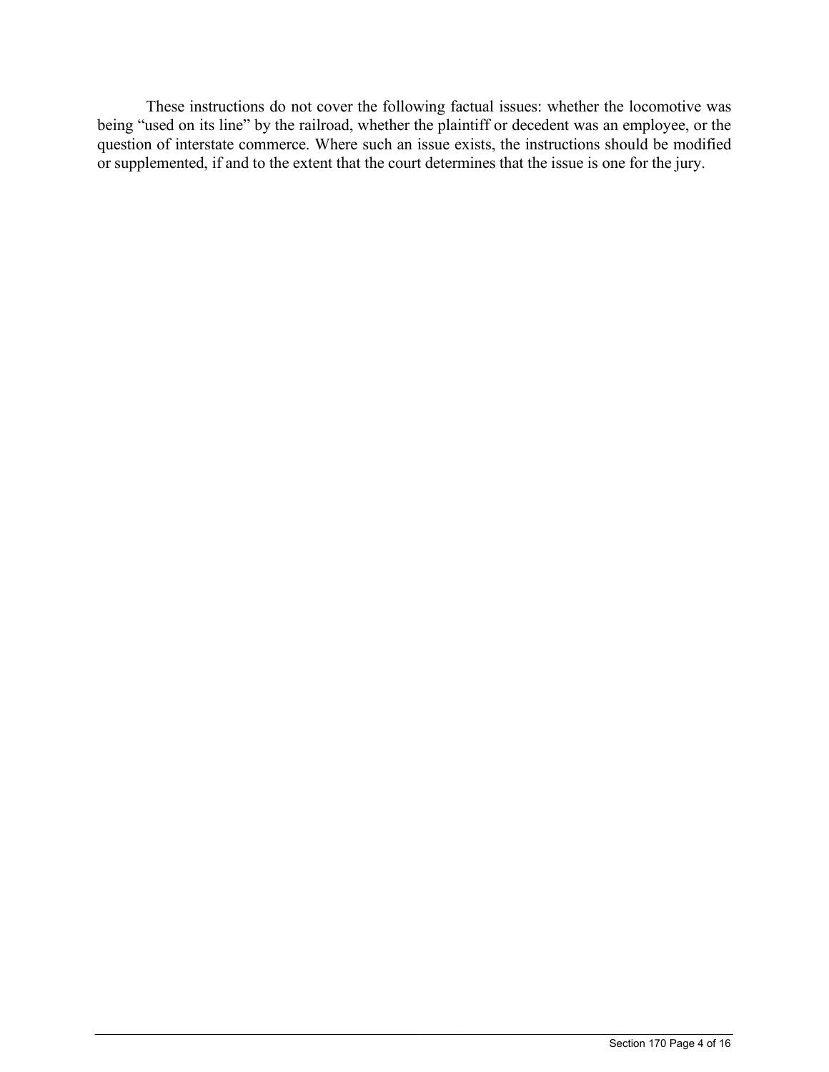These instructions do not cover the following factual issues: whether the locomotive was being "used on its line" by the railroad, whether the plaintiff or decedent was an employee, or the question of interstate commerce. Where such an issue exists, the instructions should be modified or supplemented, if and to the extent that the court determines that the issue is one for the jury.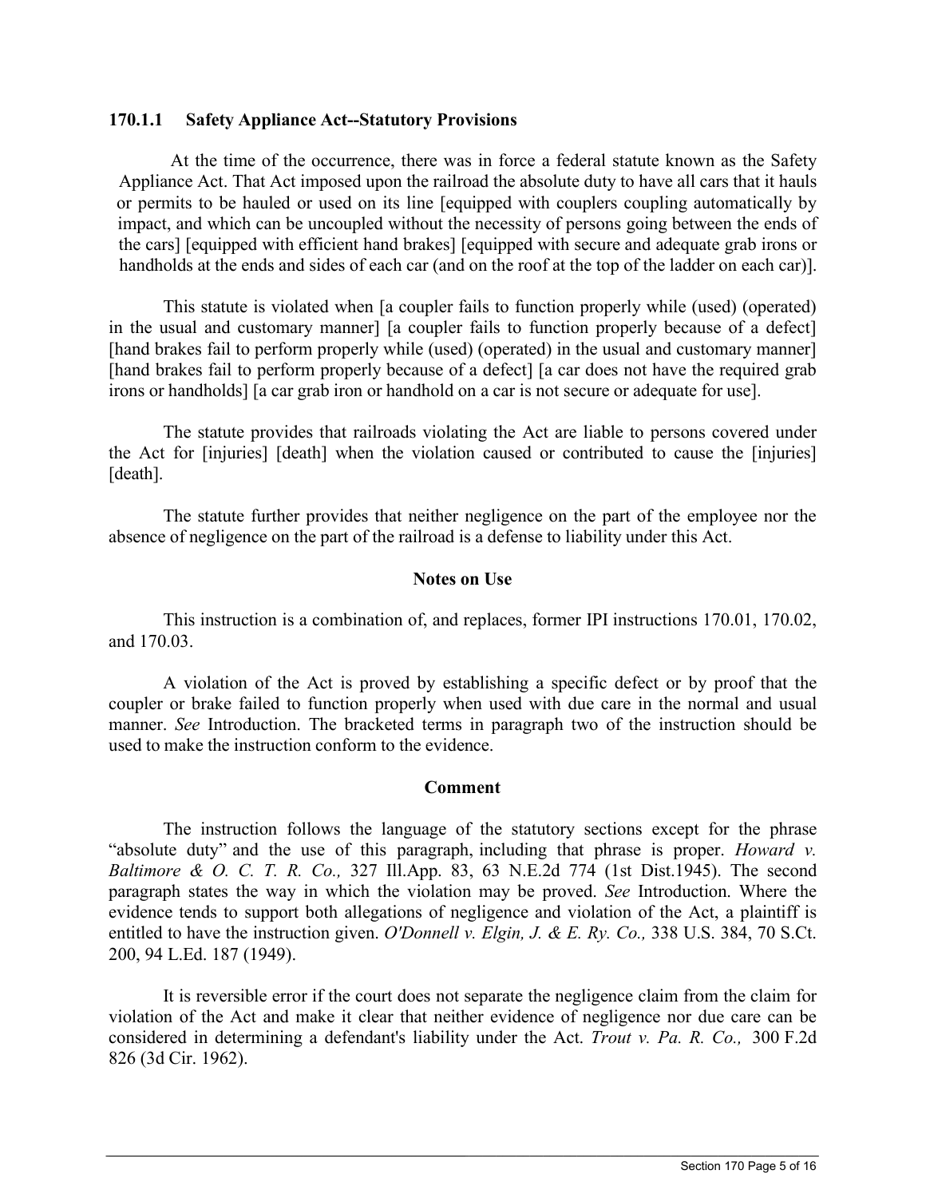### 170.1.1 Safety Appliance Act--Statutory Provisions

At the time of the occurrence, there was in force a federal statute known as the Safety Appliance Act. That Act imposed upon the railroad the absolute duty to have all cars that it hauls or permits to be hauled or used on its line [equipped with couplers coupling automatically by impact, and which can be uncoupled without the necessity of persons going between the ends of the cars] [equipped with efficient hand brakes] [equipped with secure and adequate grab irons or handholds at the ends and sides of each car (and on the roof at the top of the ladder on each car)].

This statute is violated when [a coupler fails to function properly while (used) (operated) in the usual and customary manner] [a coupler fails to function properly because of a defect] [hand brakes fail to perform properly while (used) (operated) in the usual and customary manner] [hand brakes fail to perform properly because of a defect] [a car does not have the required grab irons or handholds] [a car grab iron or handhold on a car is not secure or adequate for use].

The statute provides that railroads violating the Act are liable to persons covered under the Act for [injuries] [death] when the violation caused or contributed to cause the [injuries] [death].

The statute further provides that neither negligence on the part of the employee nor the absence of negligence on the part of the railroad is a defense to liability under this Act.

#### Notes on Use

This instruction is a combination of, and replaces, former IPI instructions 170.01, 170.02, and 170.03.

A violation of the Act is proved by establishing a specific defect or by proof that the coupler or brake failed to function properly when used with due care in the normal and usual manner. *See* Introduction. The bracketed terms in paragraph two of the instruction should be used to make the instruction conform to the evidence.

#### Comment

The instruction follows the language of the statutory sections except for the phrase "absolute duty" and the use of this paragraph, including that phrase is proper. *Howard v. Baltimore & O. C. T. R. Co.,* 327 Ill.App. 83, 63 N.E.2d 774 (1st Dist.1945). The second paragraph states the way in which the violation may be proved. *See* Introduction. Where the evidence tends to support both allegations of negligence and violation of the Act, a plaintiff is entitled to have the instruction given. *O'Donnell v. Elgin, J. & E. Ry. Co.,* 338 U.S. 384, 70 S.Ct. 200, 94 L.Ed. 187 (1949).

It is reversible error if the court does not separate the negligence claim from the claim for violation of the Act and make it clear that neither evidence of negligence nor due care can be considered in determining a defendant's liability under the Act. *Trout v. Pa. R. Co.,* 300 F.2d 826 (3d Cir. 1962).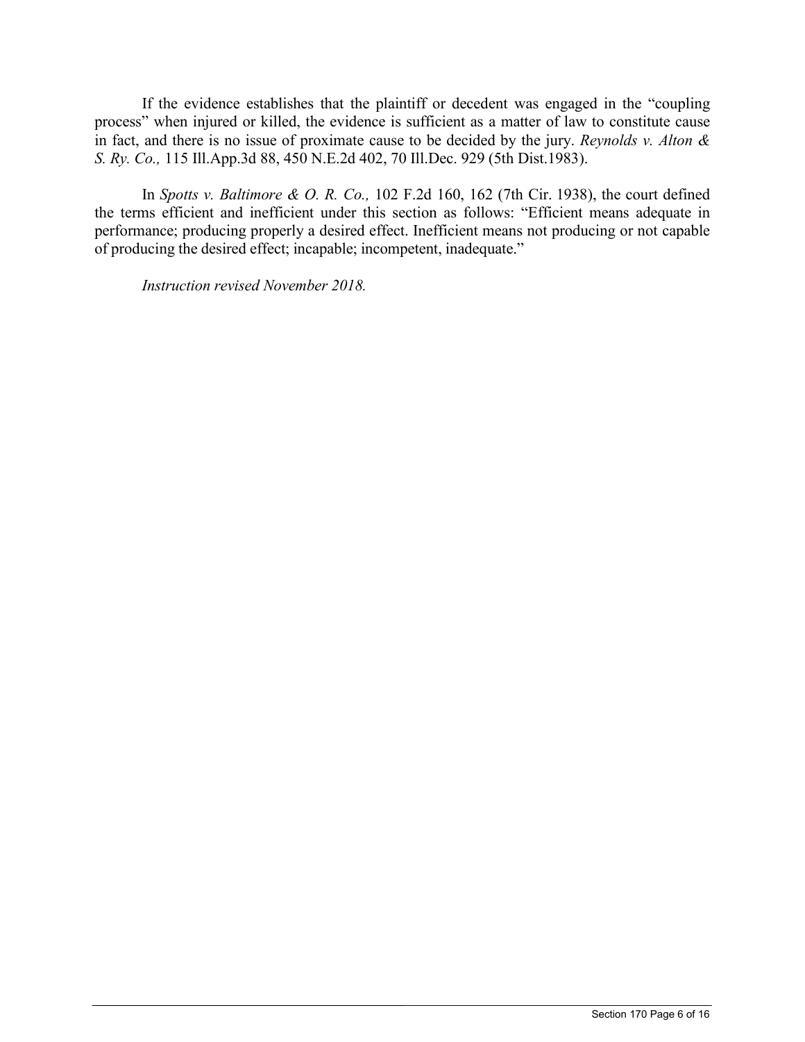If the evidence establishes that the plaintiff or decedent was engaged in the "coupling process" when injured or killed, the evidence is sufficient as a matter of law to constitute cause in fact, and there is no issue of proximate cause to be decided by the jury. *Reynolds v. Alton & S. Ry. Co.,* 115 Ill.App.3d 88, 450 N.E.2d 402, 70 Ill.Dec. 929 (5th Dist.1983).

In *Spotts v. Baltimore & O. R. Co.,* 102 F.2d 160, 162 (7th Cir. 1938), the court defined the terms efficient and inefficient under this section as follows: "Efficient means adequate in performance; producing properly a desired effect. Inefficient means not producing or not capable of producing the desired effect; incapable; incompetent, inadequate."

*Instruction revised November 2018.*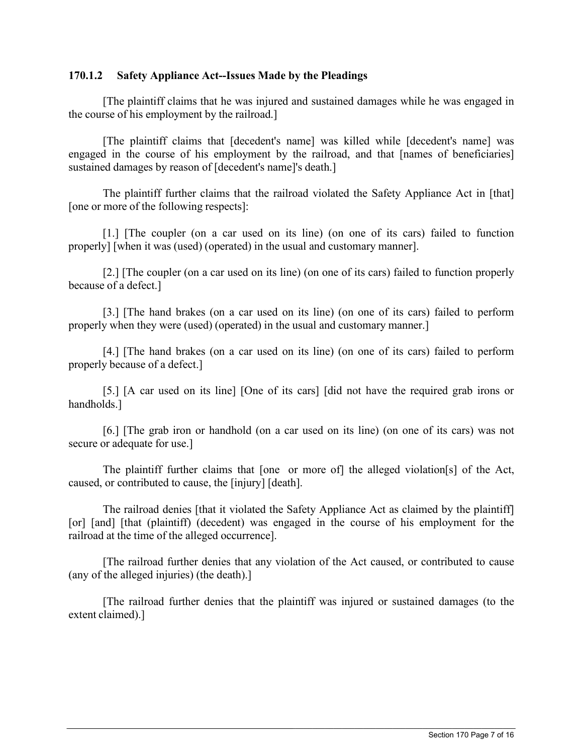### 170.1.2 Safety Appliance Act--Issues Made by the Pleadings

[The plaintiff claims that he was injured and sustained damages while he was engaged in the course of his employment by the railroad.]

[The plaintiff claims that [decedent's name] was killed while [decedent's name] was engaged in the course of his employment by the railroad, and that [names of beneficiaries] sustained damages by reason of [decedent's name]'s death.]

The plaintiff further claims that the railroad violated the Safety Appliance Act in [that] [one or more of the following respects]:

[1.] [The coupler (on a car used on its line) (on one of its cars) failed to function properly] [when it was (used) (operated) in the usual and customary manner].

[2.] [The coupler (on a car used on its line) (on one of its cars) failed to function properly because of a defect.]

[3.] [The hand brakes (on a car used on its line) (on one of its cars) failed to perform properly when they were (used) (operated) in the usual and customary manner.]

[4.] [The hand brakes (on a car used on its line) (on one of its cars) failed to perform properly because of a defect.]

[5.] [A car used on its line] [One of its cars] [did not have the required grab irons or handholds.]

[6.] [The grab iron or handhold (on a car used on its line) (on one of its cars) was not secure or adequate for use.]

The plaintiff further claims that [one or more of] the alleged violation[s] of the Act, caused, or contributed to cause, the [injury] [death].

The railroad denies [that it violated the Safety Appliance Act as claimed by the plaintiff] [or] [and] [that (plaintiff) (decedent) was engaged in the course of his employment for the railroad at the time of the alleged occurrence].

[The railroad further denies that any violation of the Act caused, or contributed to cause (any of the alleged injuries) (the death).]

[The railroad further denies that the plaintiff was injured or sustained damages (to the extent claimed).]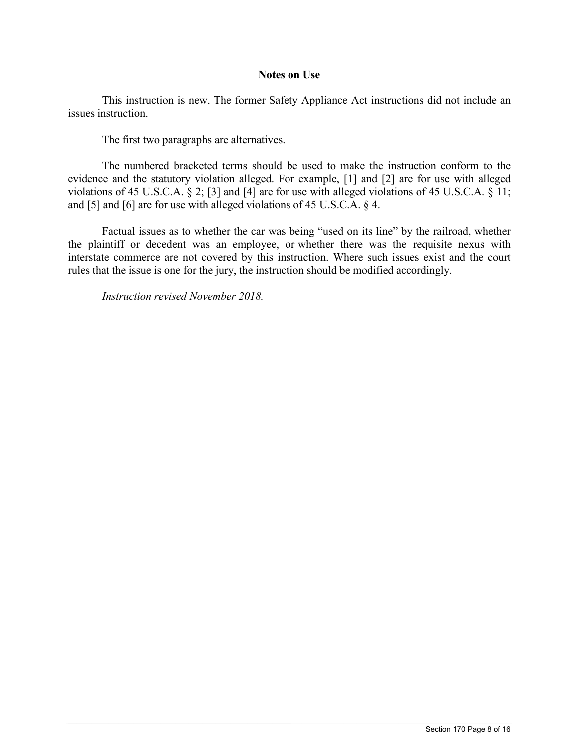## Notes on Use

This instruction is new. The former Safety Appliance Act instructions did not include an issues instruction.

The first two paragraphs are alternatives.

The numbered bracketed terms should be used to make the instruction conform to the evidence and the statutory violation alleged. For example, [1] and [2] are for use with alleged violations of 45 U.S.C.A. § 2; [3] and [4] are for use with alleged violations of 45 U.S.C.A. § 11; and [5] and [6] are for use with alleged violations of 45 U.S.C.A. § 4.

Factual issues as to whether the car was being "used on its line" by the railroad, whether the plaintiff or decedent was an employee, or whether there was the requisite nexus with interstate commerce are not covered by this instruction. Where such issues exist and the court rules that the issue is one for the jury, the instruction should be modified accordingly.

*Instruction revised November 2018.*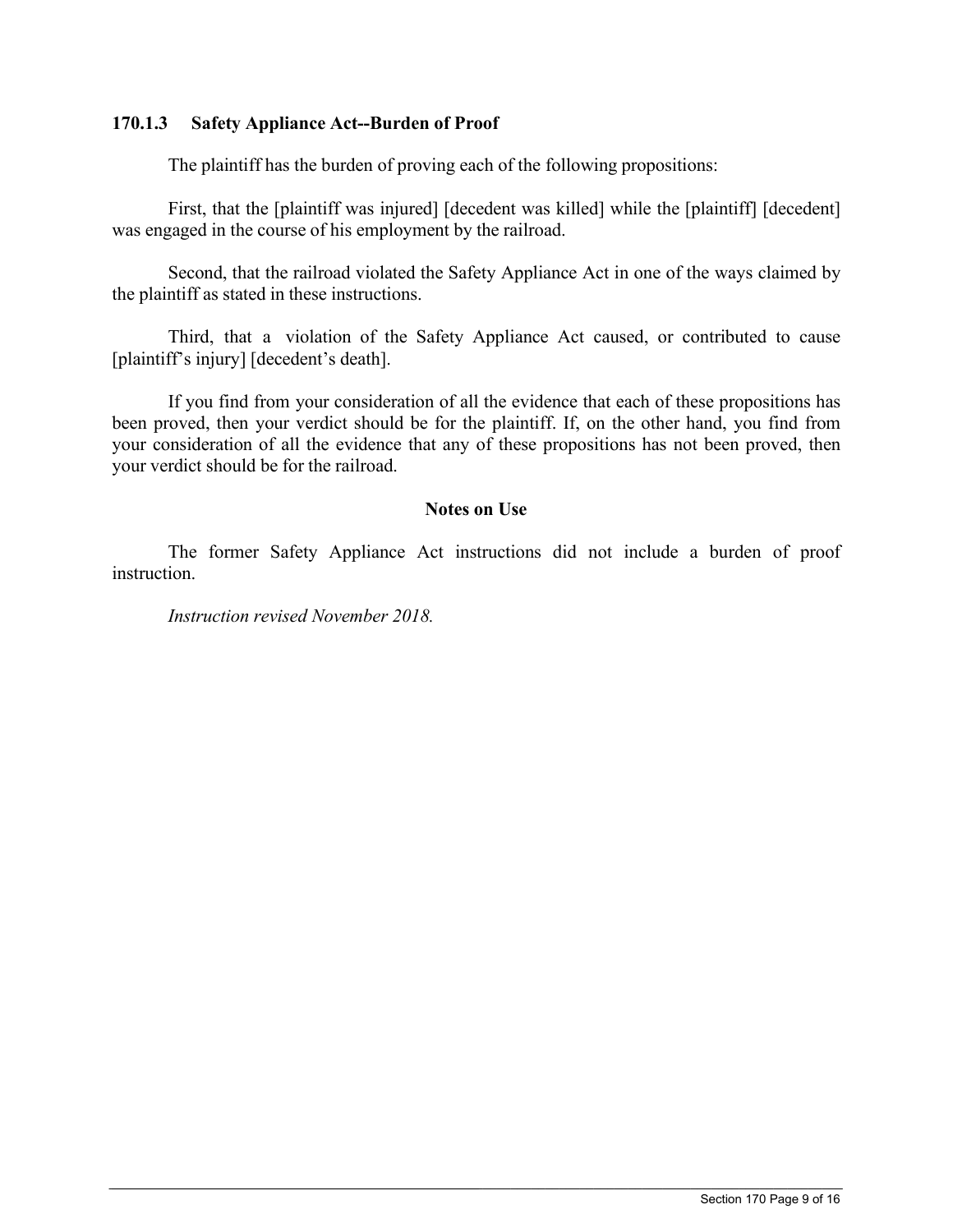### 170.1.3 Safety Appliance Act--Burden of Proof

The plaintiff has the burden of proving each of the following propositions:

First, that the [plaintiff was injured] [decedent was killed] while the [plaintiff] [decedent] was engaged in the course of his employment by the railroad.

Second, that the railroad violated the Safety Appliance Act in one of the ways claimed by the plaintiff as stated in these instructions.

Third, that a violation of the Safety Appliance Act caused, or contributed to cause [plaintiff's injury] [decedent's death].

If you find from your consideration of all the evidence that each of these propositions has been proved, then your verdict should be for the plaintiff. If, on the other hand, you find from your consideration of all the evidence that any of these propositions has not been proved, then your verdict should be for the railroad.

**Notes on Use**

The former Safety Appliance Act instructions did not include a burden of proof instruction.

*Instruction revised November 2018.*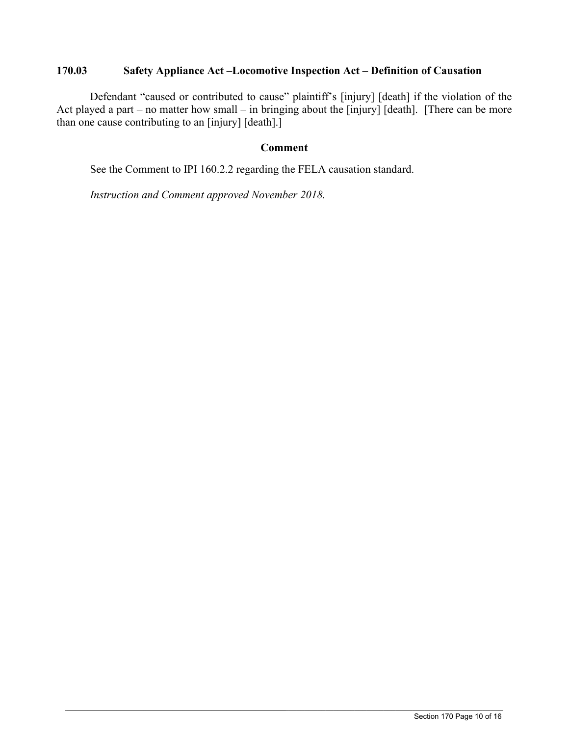### 170.03 Safety Appliance Act –Locomotive Inspection Act – Definition of Causation

Defendant "caused or contributed to cause" plaintiff's [injury] [death] if the violation of the Act played a part – no matter how small – in bringing about the [injury] [death]. [There can be more than one cause contributing to an [injury] [death].]

**Comment**

See the Comment to IPI 160.2.2 regarding the FELA causation standard.

*Instruction and Comment approved November 2018.*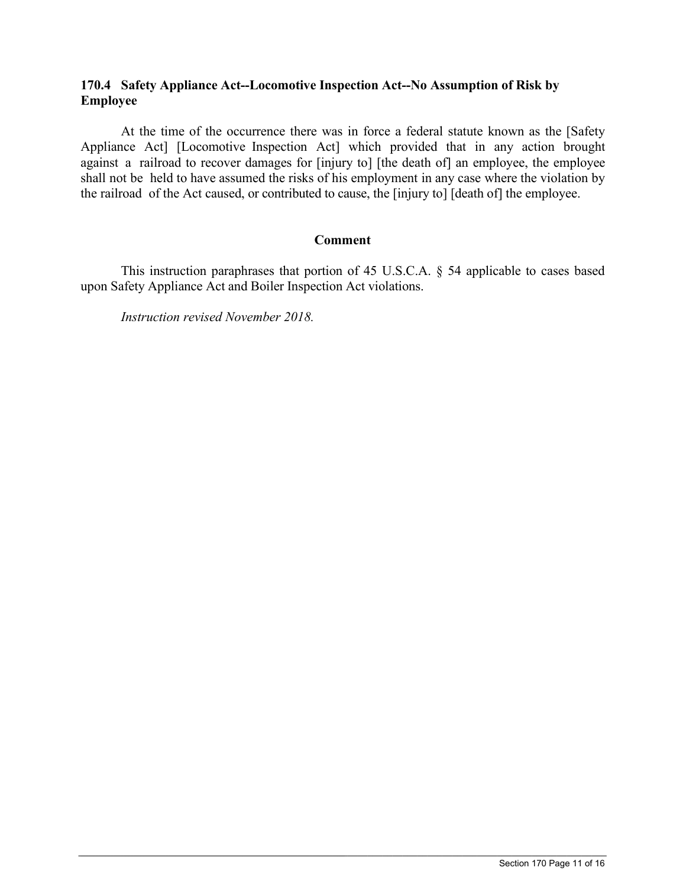**170.4 Safety Appliance Act--Locomotive Inspection Act--No Assumption of Risk by Employee**

At the time of the occurrence there was in force a federal statute known as the [Safety Appliance Act] [Locomotive Inspection Act] which provided that in any action brought against a railroad to recover damages for [injury to] [the death of] an employee, the employee shall not be held to have assumed the risks of his employment in any case where the violation by the railroad of the Act caused, or contributed to cause, the [injury to] [death of] the employee.

**Comment**

This instruction paraphrases that portion of 45 U.S.C.A. § 54 applicable to cases based upon Safety Appliance Act and Boiler Inspection Act violations.

*Instruction revised November 2018.*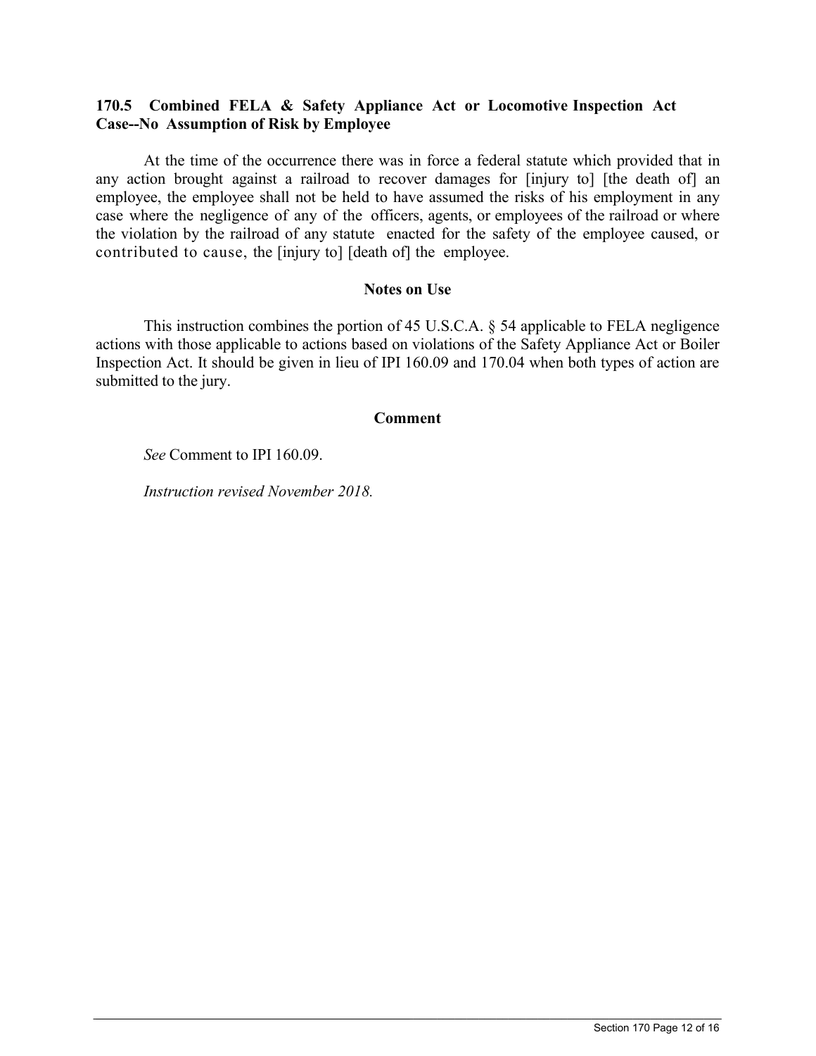### 170.5 Combined FELA & Safety Appliance Act or Locomotive Inspection Act Case--No Assumption of Risk by Employee

At the time of the occurrence there was in force a federal statute which provided that in any action brought against a railroad to recover damages for [injury to] [the death of] an employee, the employee shall not be held to have assumed the risks of his employment in any case where the negligence of any of the officers, agents, or employees of the railroad or where the violation by the railroad of any statute enacted for the safety of the employee caused, or contributed to cause, the [injury to] [death of] the employee.

#### Notes on Use

This instruction combines the portion of 45 U.S.C.A. § 54 applicable to FELA negligence actions with those applicable to actions based on violations of the Safety Appliance Act or Boiler Inspection Act. It should be given in lieu of IPI 160.09 and 170.04 when both types of action are submitted to the jury.

#### Comment

*See* Comment to IPI 160.09.

*Instruction revised November 2018.*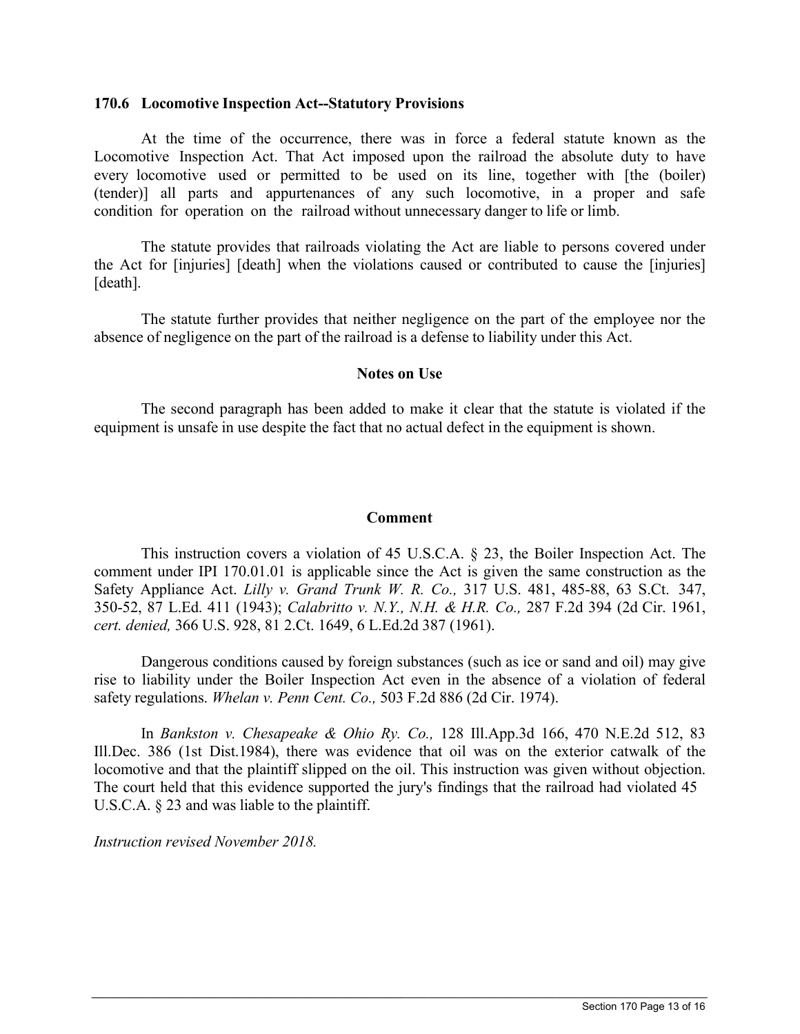### 170.6 Locomotive Inspection Act--Statutory Provisions

At the time of the occurrence, there was in force a federal statute known as the Locomotive Inspection Act. That Act imposed upon the railroad the absolute duty to have every locomotive used or permitted to be used on its line, together with [the (boiler) (tender)] all parts and appurtenances of any such locomotive, in a proper and safe condition for operation on the railroad without unnecessary danger to life or limb.

The statute provides that railroads violating the Act are liable to persons covered under the Act for [injuries] [death] when the violations caused or contributed to cause the [injuries] [death].

The statute further provides that neither negligence on the part of the employee nor the absence of negligence on the part of the railroad is a defense to liability under this Act.

#### Notes on Use

The second paragraph has been added to make it clear that the statute is violated if the equipment is unsafe in use despite the fact that no actual defect in the equipment is shown.

#### Comment

This instruction covers a violation of 45 U.S.C.A. § 23, the Boiler Inspection Act. The comment under IPI 170.01.01 is applicable since the Act is given the same construction as the Safety Appliance Act. *Lilly v. Grand Trunk W. R. Co.,* 317 U.S. 481, 485-88, 63 S.Ct. 347, 350-52, 87 L.Ed. 411 (1943); *Calabritto v. N.Y., N.H. & H.R. Co.,* 287 F.2d 394 (2d Cir. 1961, *cert. denied,* 366 U.S. 928, 81 2.Ct. 1649, 6 L.Ed.2d 387 (1961).

Dangerous conditions caused by foreign substances (such as ice or sand and oil) may give rise to liability under the Boiler Inspection Act even in the absence of a violation of federal safety regulations. *Whelan v. Penn Cent. Co.,* 503 F.2d 886 (2d Cir. 1974).

In *Bankston v. Chesapeake & Ohio Ry. Co.,* 128 Ill.App.3d 166, 470 N.E.2d 512, 83 Ill.Dec. 386 (1st Dist.1984), there was evidence that oil was on the exterior catwalk of the locomotive and that the plaintiff slipped on the oil. This instruction was given without objection. The court held that this evidence supported the jury's findings that the railroad had violated 45 U.S.C.A. § 23 and was liable to the plaintiff.

*Instruction revised November 2018.*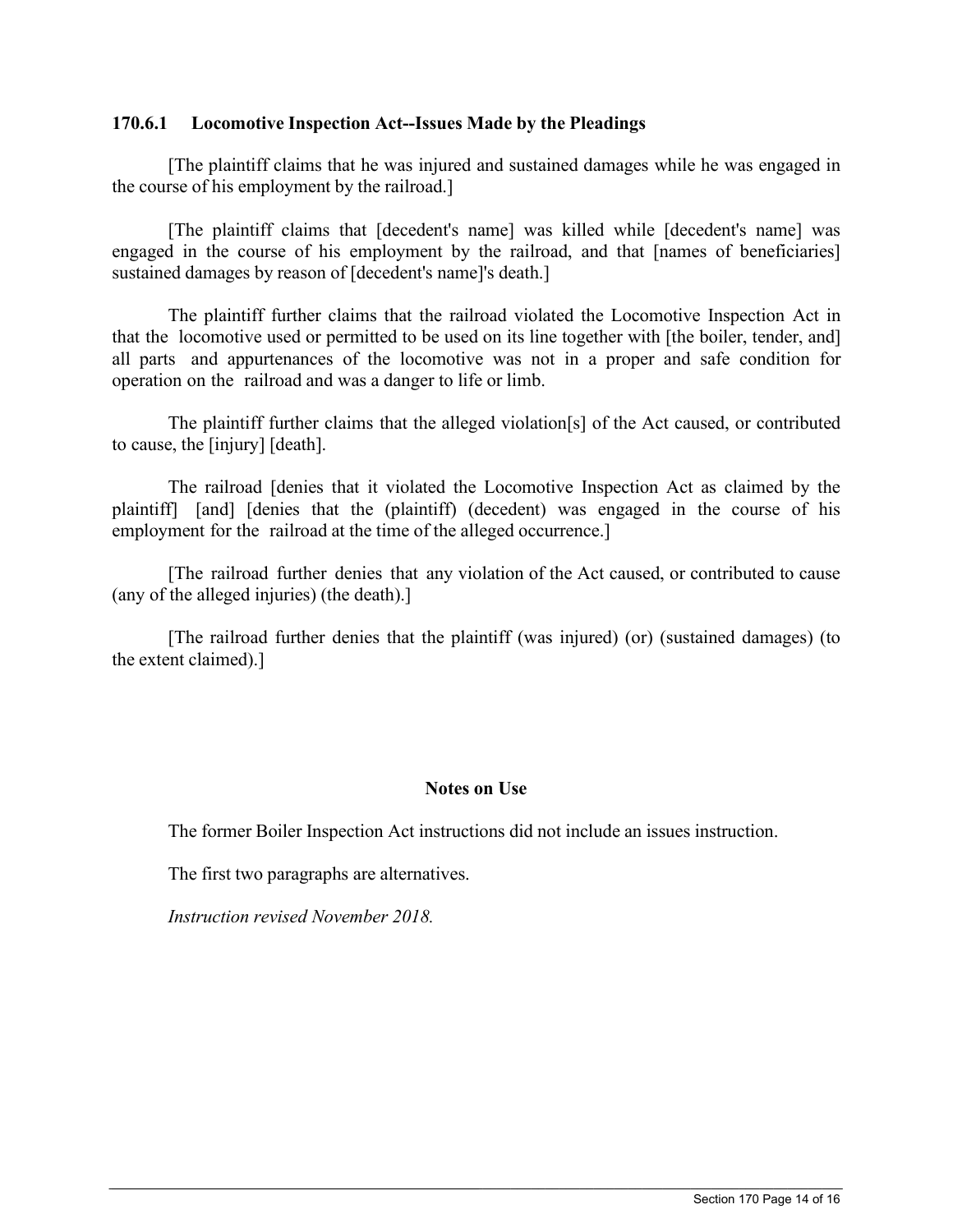### 170.6.1 Locomotive Inspection Act--Issues Made by the Pleadings

[The plaintiff claims that he was injured and sustained damages while he was engaged in the course of his employment by the railroad.]

[The plaintiff claims that [decedent's name] was killed while [decedent's name] was engaged in the course of his employment by the railroad, and that [names of beneficiaries] sustained damages by reason of [decedent's name]'s death.]

The plaintiff further claims that the railroad violated the Locomotive Inspection Act in that the locomotive used or permitted to be used on its line together with [the boiler, tender, and] all parts and appurtenances of the locomotive was not in a proper and safe condition for operation on the railroad and was a danger to life or limb.

The plaintiff further claims that the alleged violation[s] of the Act caused, or contributed to cause, the [injury] [death].

The railroad [denies that it violated the Locomotive Inspection Act as claimed by the plaintiff] [and] [denies that the (plaintiff) (decedent) was engaged in the course of his employment for the railroad at the time of the alleged occurrence.]

[The railroad further denies that any violation of the Act caused, or contributed to cause (any of the alleged injuries) (the death).]

[The railroad further denies that the plaintiff (was injured) (or) (sustained damages) (to the extent claimed).]

**Notes on Use**

The former Boiler Inspection Act instructions did not include an issues instruction.

The first two paragraphs are alternatives.

*Instruction revised November 2018.*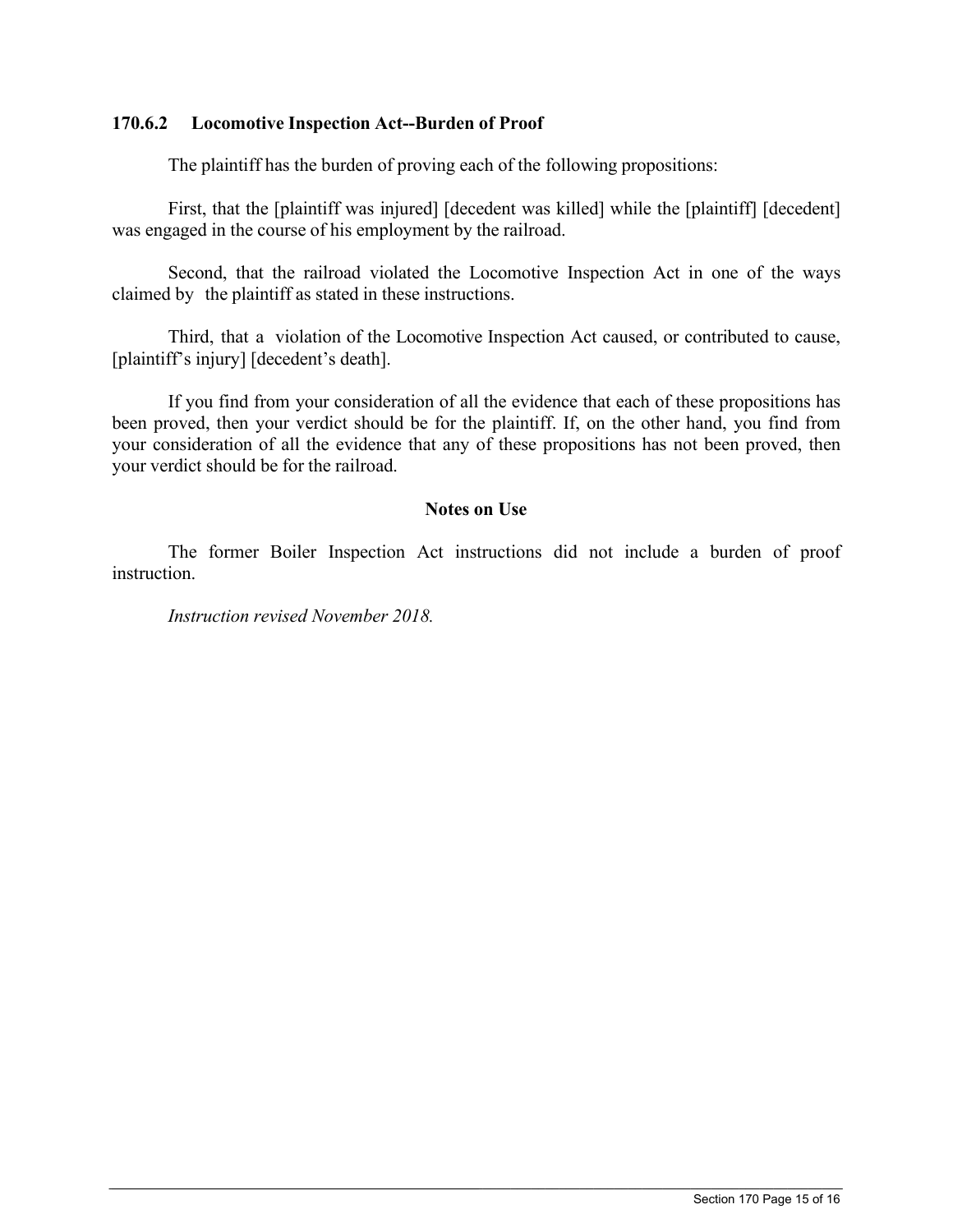### 170.6.2 Locomotive Inspection Act--Burden of Proof

The plaintiff has the burden of proving each of the following propositions:

First, that the [plaintiff was injured] [decedent was killed] while the [plaintiff] [decedent] was engaged in the course of his employment by the railroad.

Second, that the railroad violated the Locomotive Inspection Act in one of the ways claimed by the plaintiff as stated in these instructions.

Third, that a violation of the Locomotive Inspection Act caused, or contributed to cause, [plaintiff's injury] [decedent's death].

If you find from your consideration of all the evidence that each of these propositions has been proved, then your verdict should be for the plaintiff. If, on the other hand, you find from your consideration of all the evidence that any of these propositions has not been proved, then your verdict should be for the railroad.

#### Notes on Use

The former Boiler Inspection Act instructions did not include a burden of proof instruction.

*Instruction revised November 2018.*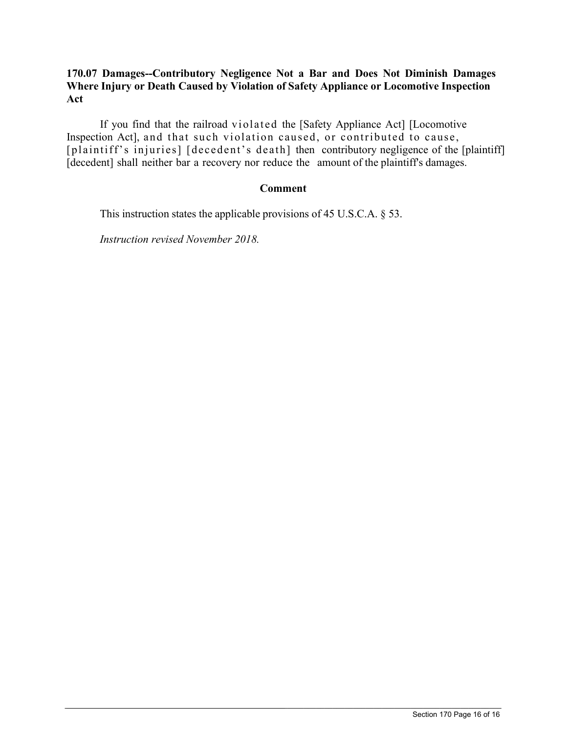### 170.07 Damages--Contributory Negligence Not a Bar and Does Not Diminish Damages Where Injury or Death Caused by Violation of Safety Appliance or Locomotive Inspection Act

If you find that the railroad violated the [Safety Appliance Act] [Locomotive Inspection Act], and that such violation caused, or contributed to cause, [plaintiff's injuries] [decedent's death] then contributory negligence of the [plaintiff] [decedent] shall neither bar a recovery nor reduce the amount of the plaintiff's damages.

#### Comment

This instruction states the applicable provisions of 45 U.S.C.A. § 53.

*Instruction revised November 2018.*